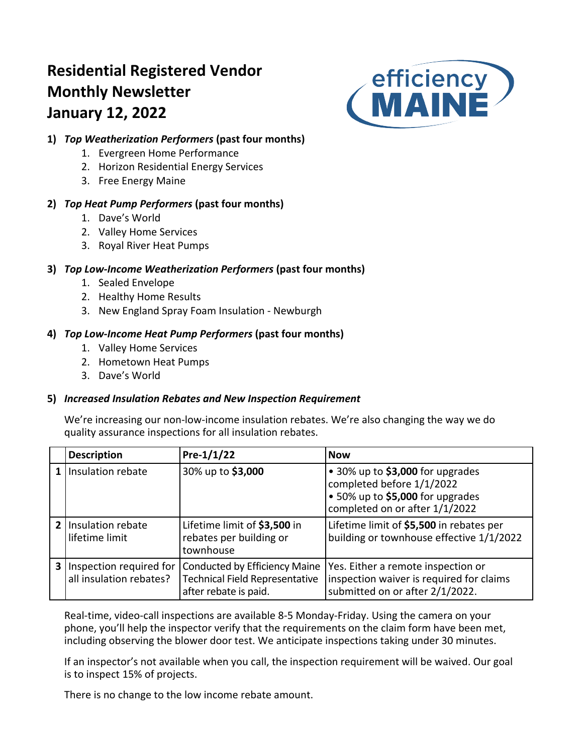# Residential Registered Vendor Monthly Newsletter January 12, 2022

1) ***Top Weatherization Performers* (past four months)**
   1. Evergreen Home Performance
   2. Horizon Residential Energy Services
   3. Free Energy Maine

2) ***Top Heat Pump Performers* (past four months)**
   1. Dave's World
   2. Valley Home Services
   3. Royal River Heat Pumps

3) ***Top Low-Income Weatherization Performers* (past four months)**
   1. Sealed Envelope
   2. Healthy Home Results
   3. New England Spray Foam Insulation - Newburgh

4) ***Top Low-Income Heat Pump Performers* (past four months)**
   1. Valley Home Services
   2. Hometown Heat Pumps
   3. Dave's World

5) ***Increased Insulation Rebates and New Inspection Requirement***

We're increasing our non-low-income insulation rebates. We're also changing the way we do quality assurance inspections for all insulation rebates.

| | Description | Pre-1/1/22 | Now |
|---|---|---|---|
| 1 | Insulation rebate | 30% up to **$3,000** | • 30% up to **$3,000** for upgrades completed before 1/1/2022 • 50% up to **$5,000** for upgrades completed on or after 1/1/2022 |
| 2 | Insulation rebate lifetime limit | Lifetime limit of **$3,500** in rebates per building or townhouse | Lifetime limit of **$5,500** in rebates per building or townhouse effective 1/1/2022 |
| 3 | Inspection required for all insulation rebates? | Conducted by Efficiency Maine Technical Field Representative after rebate is paid. | Yes. Either a remote inspection or inspection waiver is required for claims submitted on or after 2/1/2022. |

Real-time, video-call inspections are available 8-5 Monday-Friday. Using the camera on your phone, you'll help the inspector verify that the requirements on the claim form have been met, including observing the blower door test. We anticipate inspections taking under 30 minutes.

If an inspector's not available when you call, the inspection requirement will be waived. Our goal is to inspect 15% of projects.

There is no change to the low income rebate amount.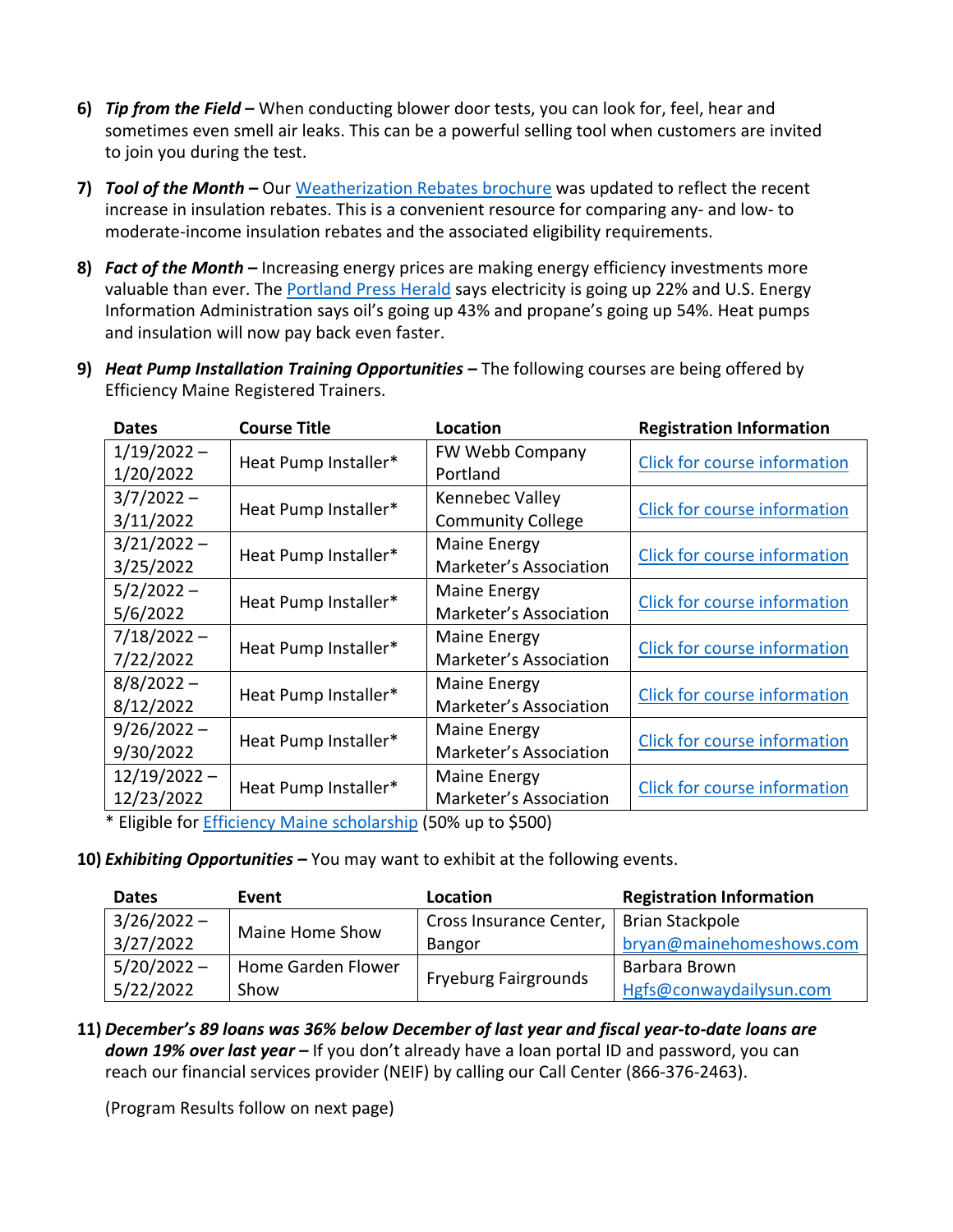6) ***Tip from the Field –*** When conducting blower door tests, you can look for, feel, hear and sometimes even smell air leaks. This can be a powerful selling tool when customers are invited to join you during the test.

7) ***Tool of the Month –*** Our Weatherization Rebates brochure was updated to reflect the recent increase in insulation rebates. This is a convenient resource for comparing any- and low- to moderate-income insulation rebates and the associated eligibility requirements.

8) ***Fact of the Month –*** Increasing energy prices are making energy efficiency investments more valuable than ever. The Portland Press Herald says electricity is going up 22% and U.S. Energy Information Administration says oil's going up 43% and propane's going up 54%. Heat pumps and insulation will now pay back even faster.

9) ***Heat Pump Installation Training Opportunities –*** The following courses are being offered by Efficiency Maine Registered Trainers.

| Dates | Course Title | Location | Registration Information |
|---|---|---|---|
| 1/19/2022 – 1/20/2022 | Heat Pump Installer* | FW Webb Company Portland | Click for course information |
| 3/7/2022 – 3/11/2022 | Heat Pump Installer* | Kennebec Valley Community College | Click for course information |
| 3/21/2022 – 3/25/2022 | Heat Pump Installer* | Maine Energy Marketer's Association | Click for course information |
| 5/2/2022 – 5/6/2022 | Heat Pump Installer* | Maine Energy Marketer's Association | Click for course information |
| 7/18/2022 – 7/22/2022 | Heat Pump Installer* | Maine Energy Marketer's Association | Click for course information |
| 8/8/2022 – 8/12/2022 | Heat Pump Installer* | Maine Energy Marketer's Association | Click for course information |
| 9/26/2022 – 9/30/2022 | Heat Pump Installer* | Maine Energy Marketer's Association | Click for course information |
| 12/19/2022 – 12/23/2022 | Heat Pump Installer* | Maine Energy Marketer's Association | Click for course information |

\* Eligible for Efficiency Maine scholarship (50% up to $500)

10) ***Exhibiting Opportunities –*** You may want to exhibit at the following events.

| Dates | Event | Location | Registration Information |
|---|---|---|---|
| 3/26/2022 – 3/27/2022 | Maine Home Show | Cross Insurance Center, Bangor | Brian Stackpole bryan@mainehomeshows.com |
| 5/20/2022 – 5/22/2022 | Home Garden Flower Show | Fryeburg Fairgrounds | Barbara Brown Hgfs@conwaydailysun.com |

11) ***December's 89 loans was 36% below December of last year and fiscal year-to-date loans are down 19% over last year –*** If you don't already have a loan portal ID and password, you can reach our financial services provider (NEIF) by calling our Call Center (866-376-2463).

(Program Results follow on next page)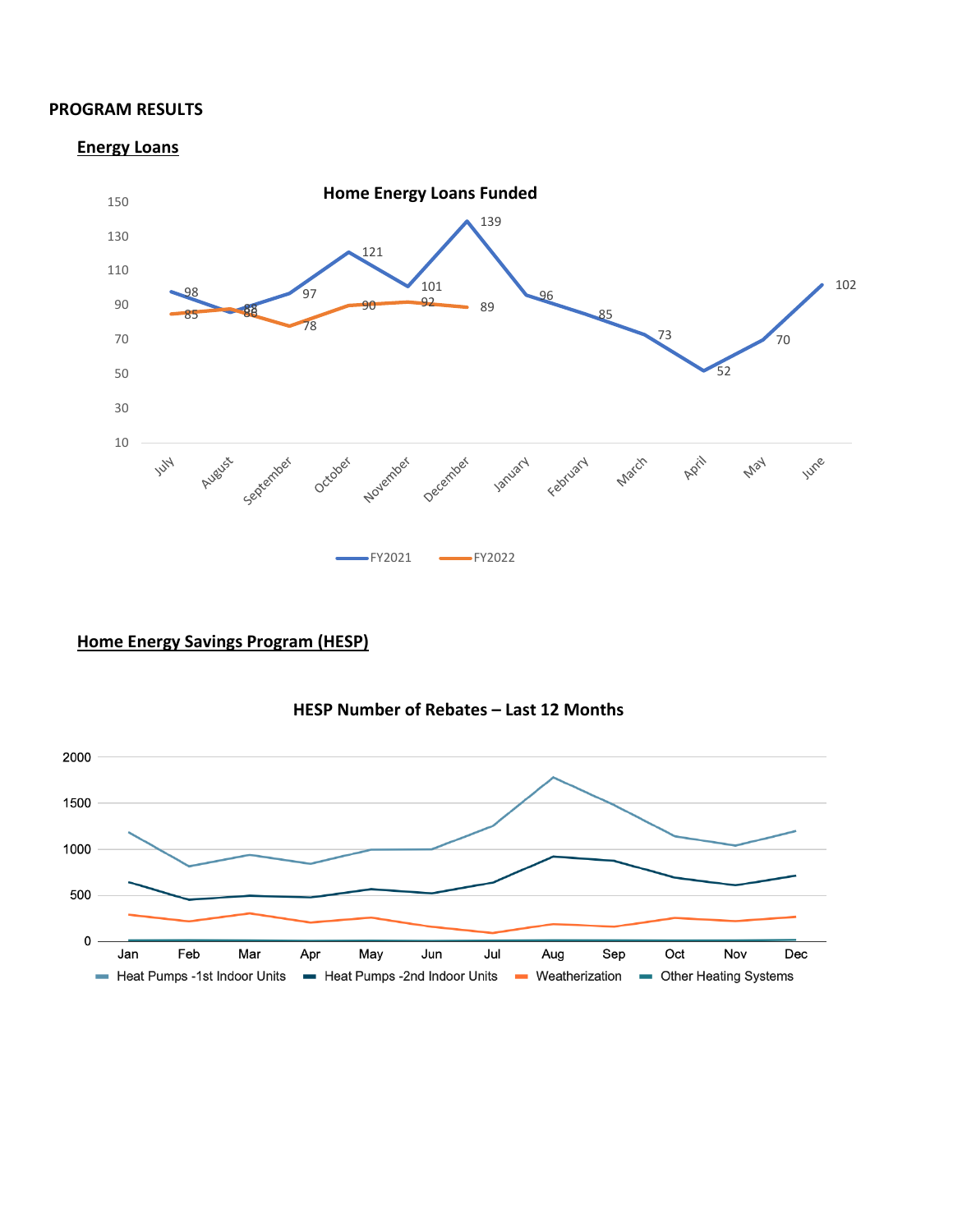**PROGRAM RESULTS**

## Energy Loans

### Home Energy Loans Funded

| Month | FY2021 | FY2022 |
|---|---|---|
| July | 98 | 85 |
| August | 88 | 88 |
| September | 97 | 78 |
| October | 121 | 90 |
| November | 101 | 92 |
| December | 139 | 89 |
| January | 96 | |
| February | 85 | |
| March | 73 | |
| April | 52 | |
| May | 70 | |
| June | 102 | |

## Home Energy Savings Program (HESP)

### HESP Number of Rebates – Last 12 Months

Series: Heat Pumps -1st Indoor Units, Heat Pumps -2nd Indoor Units, Weatherization, Other Heating Systems

Months: Jan, Feb, Mar, Apr, May, Jun, Jul, Aug, Sep, Oct, Nov, Dec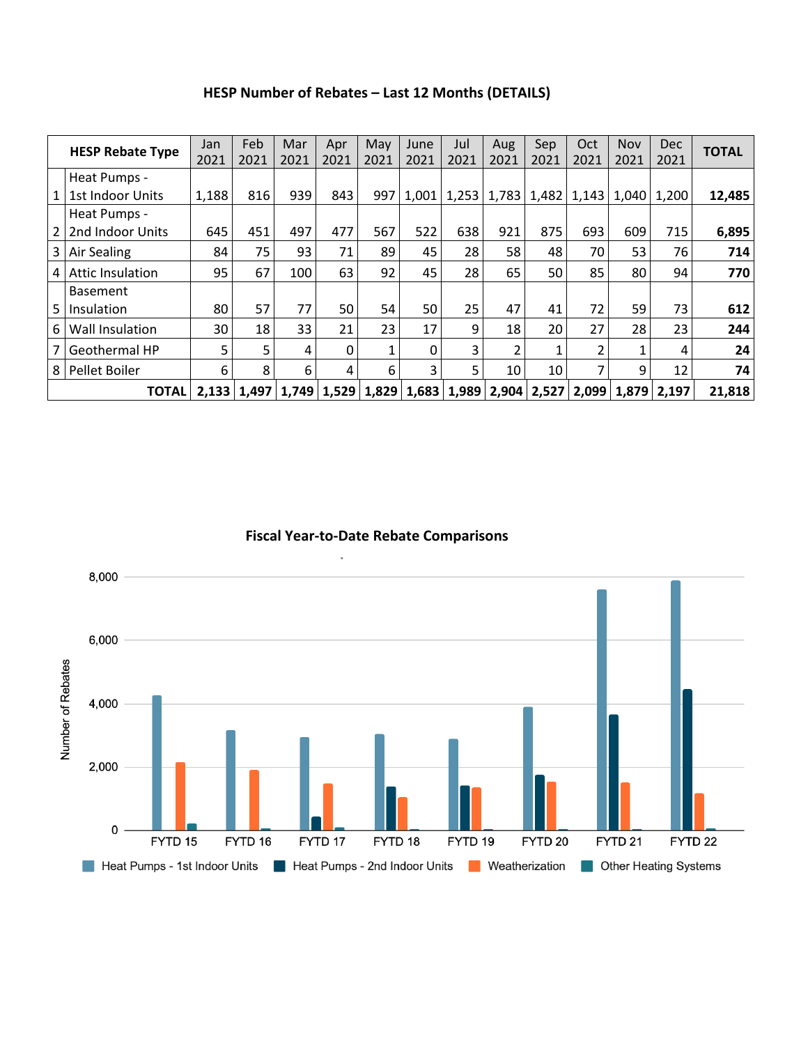## HESP Number of Rebates – Last 12 Months (DETAILS)

| | HESP Rebate Type | Jan 2021 | Feb 2021 | Mar 2021 | Apr 2021 | May 2021 | June 2021 | Jul 2021 | Aug 2021 | Sep 2021 | Oct 2021 | Nov 2021 | Dec 2021 | TOTAL |
|---|---|---|---|---|---|---|---|---|---|---|---|---|---|---|
| 1 | Heat Pumps - 1st Indoor Units | 1,188 | 816 | 939 | 843 | 997 | 1,001 | 1,253 | 1,783 | 1,482 | 1,143 | 1,040 | 1,200 | **12,485** |
| 2 | Heat Pumps - 2nd Indoor Units | 645 | 451 | 497 | 477 | 567 | 522 | 638 | 921 | 875 | 693 | 609 | 715 | **6,895** |
| 3 | Air Sealing | 84 | 75 | 93 | 71 | 89 | 45 | 28 | 58 | 48 | 70 | 53 | 76 | **714** |
| 4 | Attic Insulation | 95 | 67 | 100 | 63 | 92 | 45 | 28 | 65 | 50 | 85 | 80 | 94 | **770** |
| 5 | Basement Insulation | 80 | 57 | 77 | 50 | 54 | 50 | 25 | 47 | 41 | 72 | 59 | 73 | **612** |
| 6 | Wall Insulation | 30 | 18 | 33 | 21 | 23 | 17 | 9 | 18 | 20 | 27 | 28 | 23 | **244** |
| 7 | Geothermal HP | 5 | 5 | 4 | 0 | 1 | 0 | 3 | 2 | 1 | 2 | 1 | 4 | **24** |
| 8 | Pellet Boiler | 6 | 8 | 6 | 4 | 6 | 3 | 5 | 10 | 10 | 7 | 9 | 12 | **74** |
| | **TOTAL** | **2,133** | **1,497** | **1,749** | **1,529** | **1,829** | **1,683** | **1,989** | **2,904** | **2,527** | **2,099** | **1,879** | **2,197** | **21,818** |

## Fiscal Year-to-Date Rebate Comparisons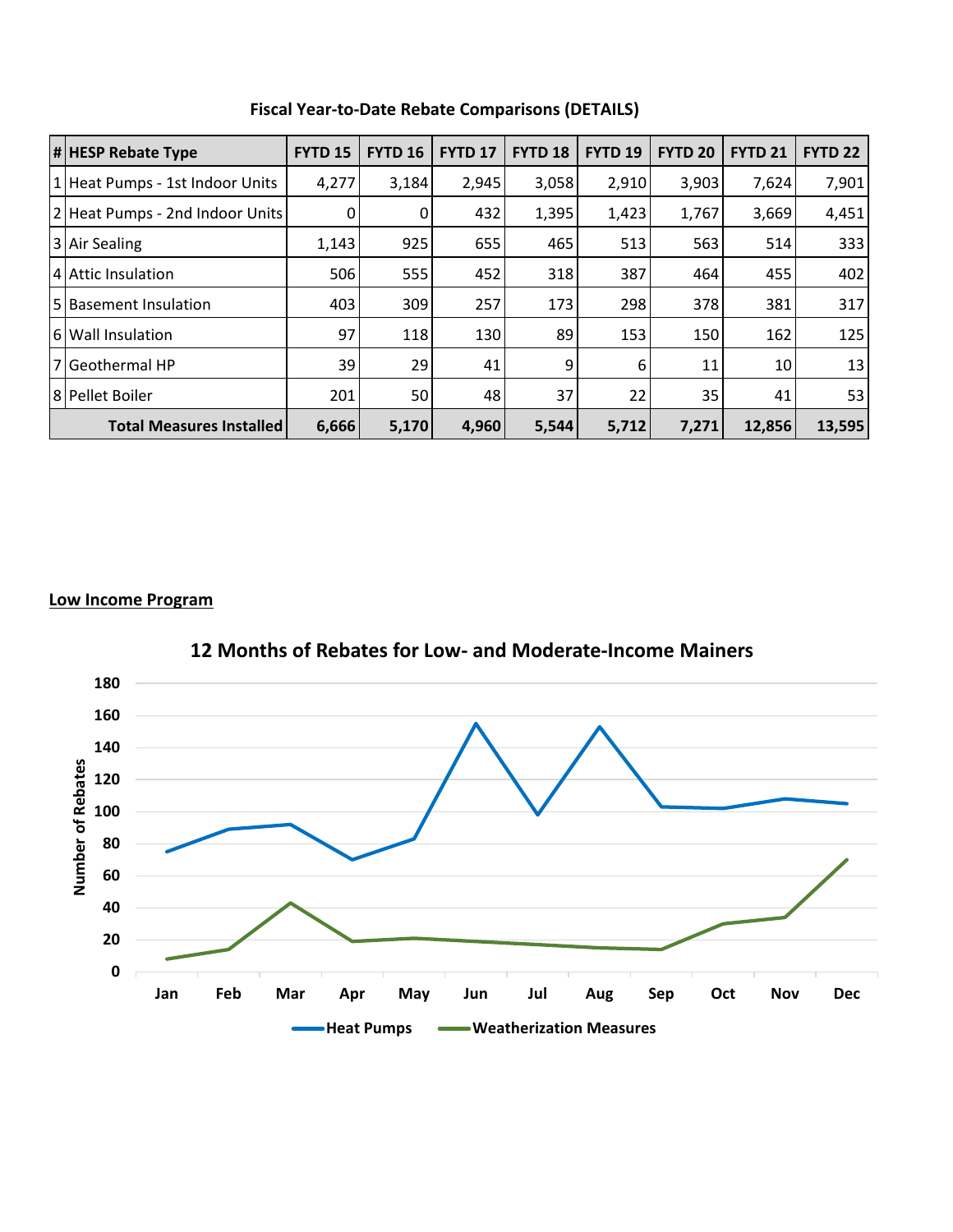### Fiscal Year-to-Date Rebate Comparisons (DETAILS)

| # | HESP Rebate Type | FYTD 15 | FYTD 16 | FYTD 17 | FYTD 18 | FYTD 19 | FYTD 20 | FYTD 21 | FYTD 22 |
|---|---|---|---|---|---|---|---|---|---|
| 1 | Heat Pumps - 1st Indoor Units | 4,277 | 3,184 | 2,945 | 3,058 | 2,910 | 3,903 | 7,624 | 7,901 |
| 2 | Heat Pumps - 2nd Indoor Units | 0 | 0 | 432 | 1,395 | 1,423 | 1,767 | 3,669 | 4,451 |
| 3 | Air Sealing | 1,143 | 925 | 655 | 465 | 513 | 563 | 514 | 333 |
| 4 | Attic Insulation | 506 | 555 | 452 | 318 | 387 | 464 | 455 | 402 |
| 5 | Basement Insulation | 403 | 309 | 257 | 173 | 298 | 378 | 381 | 317 |
| 6 | Wall Insulation | 97 | 118 | 130 | 89 | 153 | 150 | 162 | 125 |
| 7 | Geothermal HP | 39 | 29 | 41 | 9 | 6 | 11 | 10 | 13 |
| 8 | Pellet Boiler | 201 | 50 | 48 | 37 | 22 | 35 | 41 | 53 |
| | **Total Measures Installed** | **6,666** | **5,170** | **4,960** | **5,544** | **5,712** | **7,271** | **12,856** | **13,595** |

**Low Income Program**

**12 Months of Rebates for Low- and Moderate-Income Mainers**

Number of Rebates

Jan, Feb, Mar, Apr, May, Jun, Jul, Aug, Sep, Oct, Nov, Dec

Heat Pumps — Weatherization Measures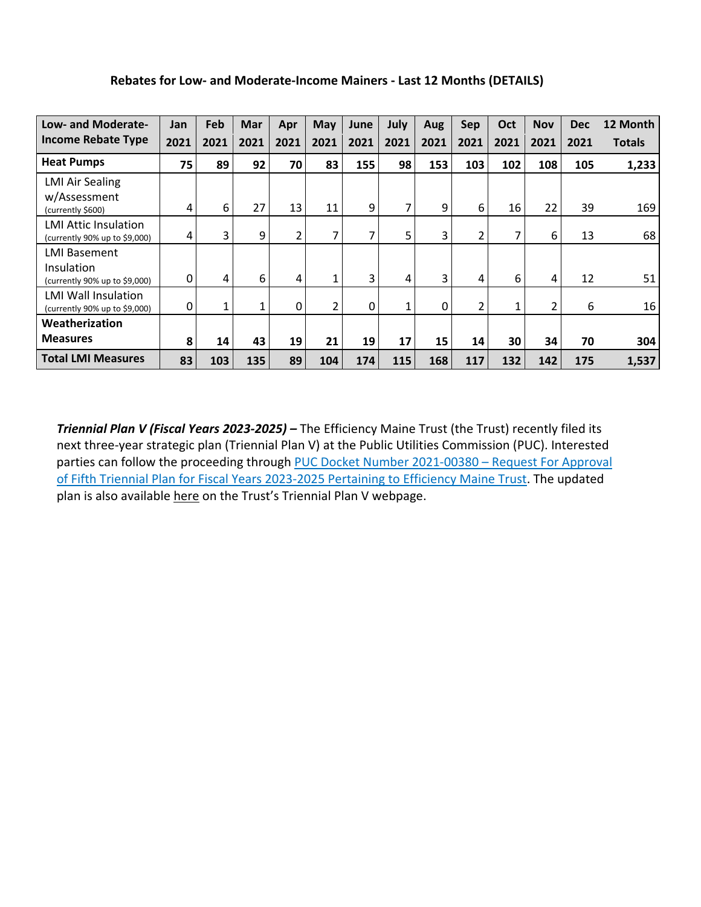**Rebates for Low- and Moderate-Income Mainers - Last 12 Months (DETAILS)**

| Low- and Moderate-Income Rebate Type | Jan 2021 | Feb 2021 | Mar 2021 | Apr 2021 | May 2021 | June 2021 | July 2021 | Aug 2021 | Sep 2021 | Oct 2021 | Nov 2021 | Dec 2021 | 12 Month Totals |
|---|---|---|---|---|---|---|---|---|---|---|---|---|---|
| **Heat Pumps** | **75** | **89** | **92** | **70** | **83** | **155** | **98** | **153** | **103** | **102** | **108** | **105** | **1,233** |
| LMI Air Sealing w/Assessment (currently $600) | 4 | 6 | 27 | 13 | 11 | 9 | 7 | 9 | 6 | 16 | 22 | 39 | 169 |
| LMI Attic Insulation (currently 90% up to $9,000) | 4 | 3 | 9 | 2 | 7 | 7 | 5 | 3 | 2 | 7 | 6 | 13 | 68 |
| LMI Basement Insulation (currently 90% up to $9,000) | 0 | 4 | 6 | 4 | 1 | 3 | 4 | 3 | 4 | 6 | 4 | 12 | 51 |
| LMI Wall Insulation (currently 90% up to $9,000) | 0 | 1 | 1 | 0 | 2 | 0 | 1 | 0 | 2 | 1 | 2 | 6 | 16 |
| **Weatherization Measures** | **8** | **14** | **43** | **19** | **21** | **19** | **17** | **15** | **14** | **30** | **34** | **70** | **304** |
| **Total LMI Measures** | **83** | **103** | **135** | **89** | **104** | **174** | **115** | **168** | **117** | **132** | **142** | **175** | **1,537** |

***Triennial Plan V (Fiscal Years 2023-2025) –*** The Efficiency Maine Trust (the Trust) recently filed its next three-year strategic plan (Triennial Plan V) at the Public Utilities Commission (PUC). Interested parties can follow the proceeding through PUC Docket Number 2021-00380 – Request For Approval of Fifth Triennial Plan for Fiscal Years 2023-2025 Pertaining to Efficiency Maine Trust. The updated plan is also available here on the Trust's Triennial Plan V webpage.